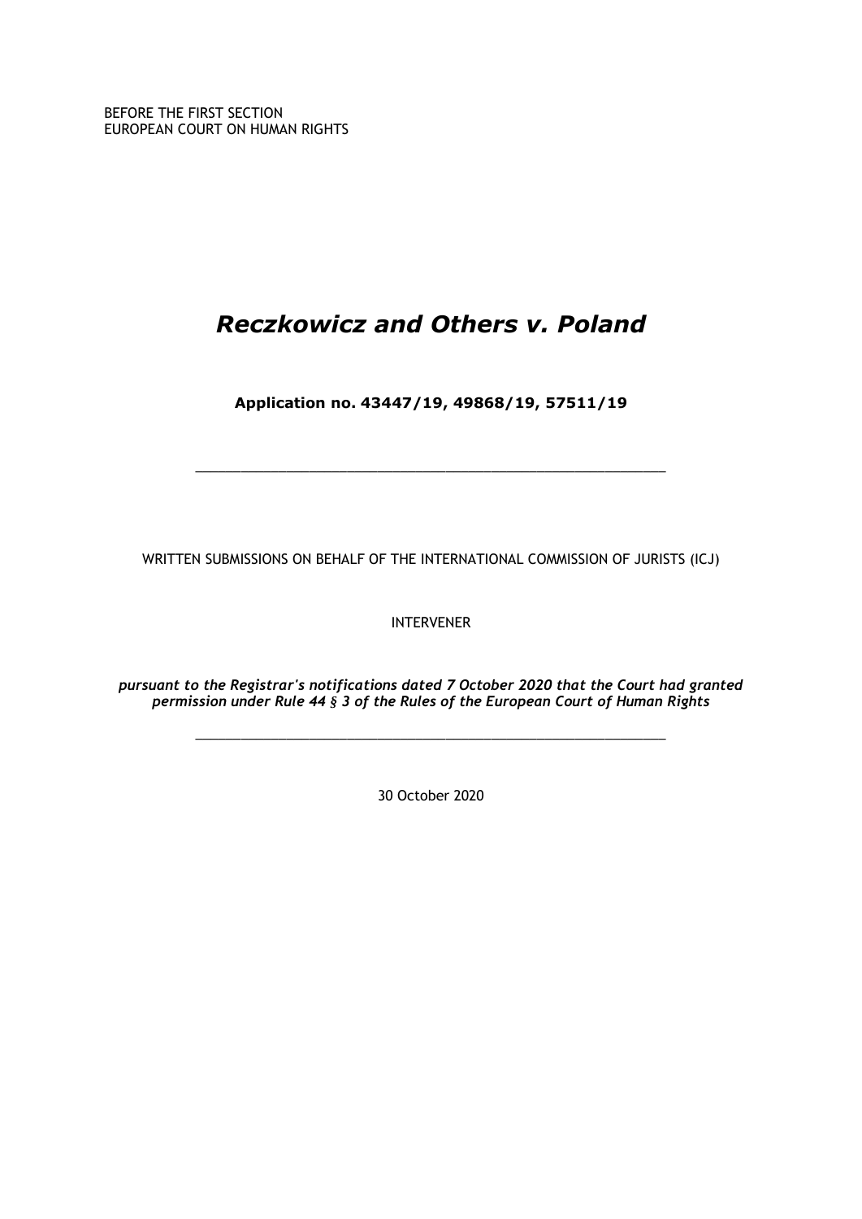BEFORE THE FIRST SECTION
EUROPEAN COURT ON HUMAN RIGHTS

# *Reczkowicz and Others v. Poland*

**Application no. 43447/19, 49868/19, 57511/19**

---

WRITTEN SUBMISSIONS ON BEHALF OF THE INTERNATIONAL COMMISSION OF JURISTS (ICJ)

INTERVENER

***pursuant to the Registrar's notifications dated 7 October 2020 that the Court had granted permission under Rule 44 § 3 of the Rules of the European Court of Human Rights***

---

30 October 2020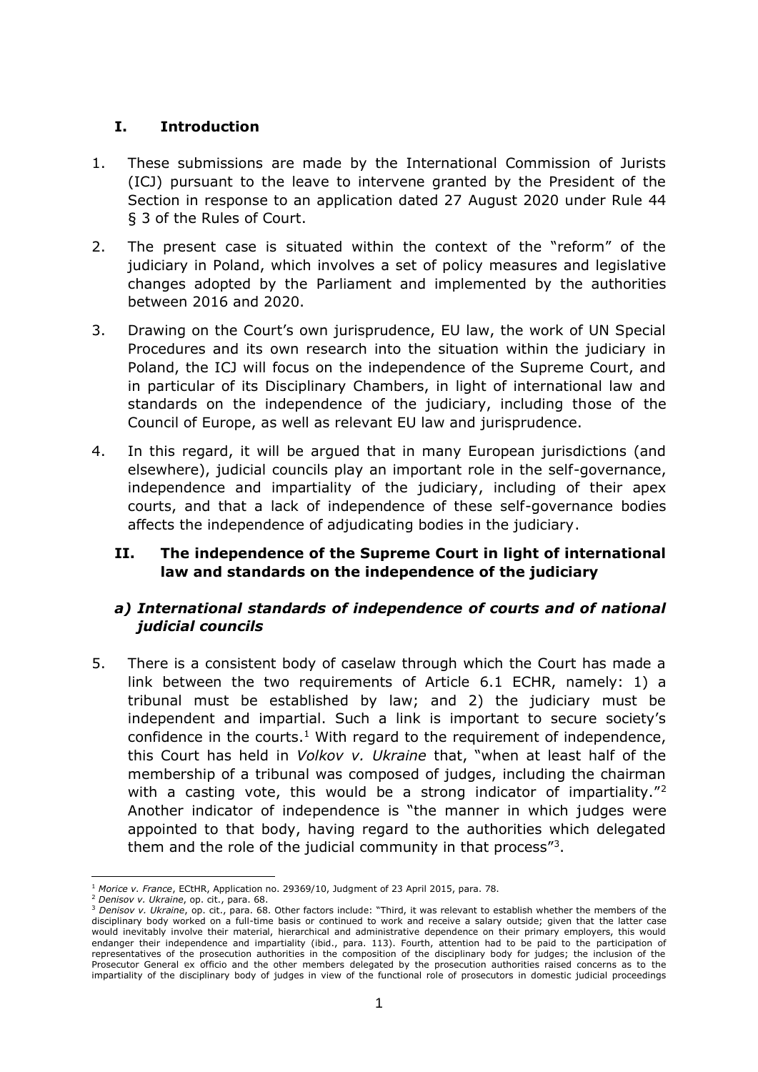## I. Introduction

1. These submissions are made by the International Commission of Jurists (ICJ) pursuant to the leave to intervene granted by the President of the Section in response to an application dated 27 August 2020 under Rule 44 § 3 of the Rules of Court.

2. The present case is situated within the context of the "reform" of the judiciary in Poland, which involves a set of policy measures and legislative changes adopted by the Parliament and implemented by the authorities between 2016 and 2020.

3. Drawing on the Court's own jurisprudence, EU law, the work of UN Special Procedures and its own research into the situation within the judiciary in Poland, the ICJ will focus on the independence of the Supreme Court, and in particular of its Disciplinary Chambers, in light of international law and standards on the independence of the judiciary, including those of the Council of Europe, as well as relevant EU law and jurisprudence.

4. In this regard, it will be argued that in many European jurisdictions (and elsewhere), judicial councils play an important role in the self-governance, independence and impartiality of the judiciary, including of their apex courts, and that a lack of independence of these self-governance bodies affects the independence of adjudicating bodies in the judiciary.

## II. The independence of the Supreme Court in light of international law and standards on the independence of the judiciary

### *a) International standards of independence of courts and of national judicial councils*

5. There is a consistent body of caselaw through which the Court has made a link between the two requirements of Article 6.1 ECHR, namely: 1) a tribunal must be established by law; and 2) the judiciary must be independent and impartial. Such a link is important to secure society's confidence in the courts.[1] With regard to the requirement of independence, this Court has held in *Volkov v. Ukraine* that, "when at least half of the membership of a tribunal was composed of judges, including the chairman with a casting vote, this would be a strong indicator of impartiality."[2] Another indicator of independence is "the manner in which judges were appointed to that body, having regard to the authorities which delegated them and the role of the judicial community in that process"[3].

---

[1] *Morice v. France*, ECtHR, Application no. 29369/10, Judgment of 23 April 2015, para. 78.

[2] *Denisov v. Ukraine*, op. cit., para. 68.

[3] *Denisov v. Ukraine*, op. cit., para. 68. Other factors include: "Third, it was relevant to establish whether the members of the disciplinary body worked on a full-time basis or continued to work and receive a salary outside; given that the latter case would inevitably involve their material, hierarchical and administrative dependence on their primary employers, this would endanger their independence and impartiality (ibid., para. 113). Fourth, attention had to be paid to the participation of representatives of the prosecution authorities in the composition of the disciplinary body for judges; the inclusion of the Prosecutor General ex officio and the other members delegated by the prosecution authorities raised concerns as to the impartiality of the disciplinary body of judges in view of the functional role of prosecutors in domestic judicial proceedings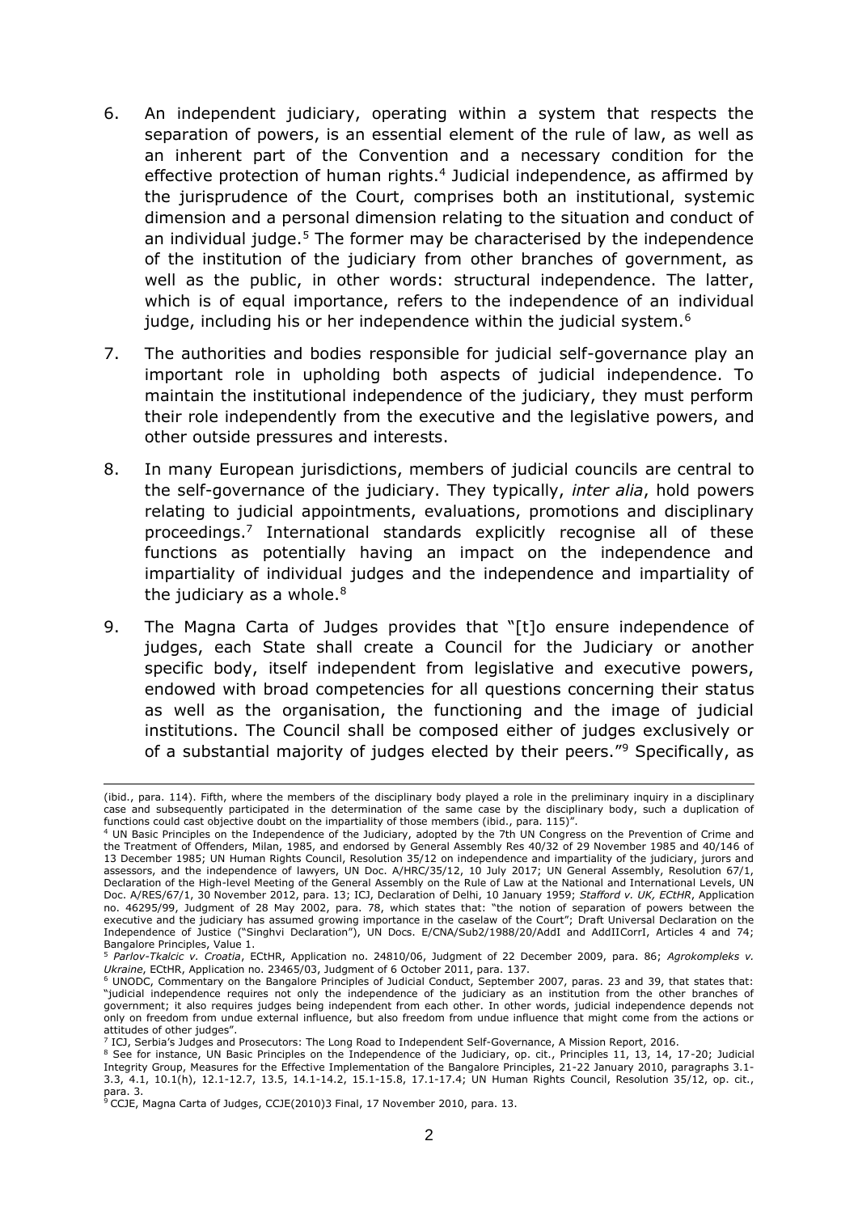6. An independent judiciary, operating within a system that respects the separation of powers, is an essential element of the rule of law, as well as an inherent part of the Convention and a necessary condition for the effective protection of human rights.[4] Judicial independence, as affirmed by the jurisprudence of the Court, comprises both an institutional, systemic dimension and a personal dimension relating to the situation and conduct of an individual judge.[5] The former may be characterised by the independence of the institution of the judiciary from other branches of government, as well as the public, in other words: structural independence. The latter, which is of equal importance, refers to the independence of an individual judge, including his or her independence within the judicial system.[6]

7. The authorities and bodies responsible for judicial self-governance play an important role in upholding both aspects of judicial independence. To maintain the institutional independence of the judiciary, they must perform their role independently from the executive and the legislative powers, and other outside pressures and interests.

8. In many European jurisdictions, members of judicial councils are central to the self-governance of the judiciary. They typically, *inter alia*, hold powers relating to judicial appointments, evaluations, promotions and disciplinary proceedings.[7] International standards explicitly recognise all of these functions as potentially having an impact on the independence and impartiality of individual judges and the independence and impartiality of the judiciary as a whole.[8]

9. The Magna Carta of Judges provides that "[t]o ensure independence of judges, each State shall create a Council for the Judiciary or another specific body, itself independent from legislative and executive powers, endowed with broad competencies for all questions concerning their status as well as the organisation, the functioning and the image of judicial institutions. The Council shall be composed either of judges exclusively or of a substantial majority of judges elected by their peers."[9] Specifically, as

---

(ibid., para. 114). Fifth, where the members of the disciplinary body played a role in the preliminary inquiry in a disciplinary case and subsequently participated in the determination of the same case by the disciplinary body, such a duplication of functions could cast objective doubt on the impartiality of those members (ibid., para. 115)".

[4] UN Basic Principles on the Independence of the Judiciary, adopted by the 7th UN Congress on the Prevention of Crime and the Treatment of Offenders, Milan, 1985, and endorsed by General Assembly Res 40/32 of 29 November 1985 and 40/146 of 13 December 1985; UN Human Rights Council, Resolution 35/12 on independence and impartiality of the judiciary, jurors and assessors, and the independence of lawyers, UN Doc. A/HRC/35/12, 10 July 2017; UN General Assembly, Resolution 67/1, Declaration of the High-level Meeting of the General Assembly on the Rule of Law at the National and International Levels, UN Doc. A/RES/67/1, 30 November 2012, para. 13; ICJ, Declaration of Delhi, 10 January 1959; *Stafford v. UK, ECtHR*, Application no. 46295/99, Judgment of 28 May 2002, para. 78, which states that: "the notion of separation of powers between the executive and the judiciary has assumed growing importance in the caselaw of the Court"; Draft Universal Declaration on the Independence of Justice ("Singhvi Declaration"), UN Docs. E/CNA/Sub2/1988/20/AddI and AddIICorrI, Articles 4 and 74; Bangalore Principles, Value 1.

[5] *Parlov-Tkalcic v. Croatia*, ECtHR, Application no. 24810/06, Judgment of 22 December 2009, para. 86; *Agrokompleks v. Ukraine*, ECtHR, Application no. 23465/03, Judgment of 6 October 2011, para. 137.

[6] UNODC, Commentary on the Bangalore Principles of Judicial Conduct, September 2007, paras. 23 and 39, that states that: "judicial independence requires not only the independence of the judiciary as an institution from the other branches of government; it also requires judges being independent from each other. In other words, judicial independence depends not only on freedom from undue external influence, but also freedom from undue influence that might come from the actions or attitudes of other judges".

[7] ICJ, Serbia's Judges and Prosecutors: The Long Road to Independent Self-Governance, A Mission Report, 2016.

[8] See for instance, UN Basic Principles on the Independence of the Judiciary, op. cit., Principles 11, 13, 14, 17-20; Judicial Integrity Group, Measures for the Effective Implementation of the Bangalore Principles, 21-22 January 2010, paragraphs 3.1-3.3, 4.1, 10.1(h), 12.1-12.7, 13.5, 14.1-14.2, 15.1-15.8, 17.1-17.4; UN Human Rights Council, Resolution 35/12, op. cit., para. 3.

[9] CCJE, Magna Carta of Judges, CCJE(2010)3 Final, 17 November 2010, para. 13.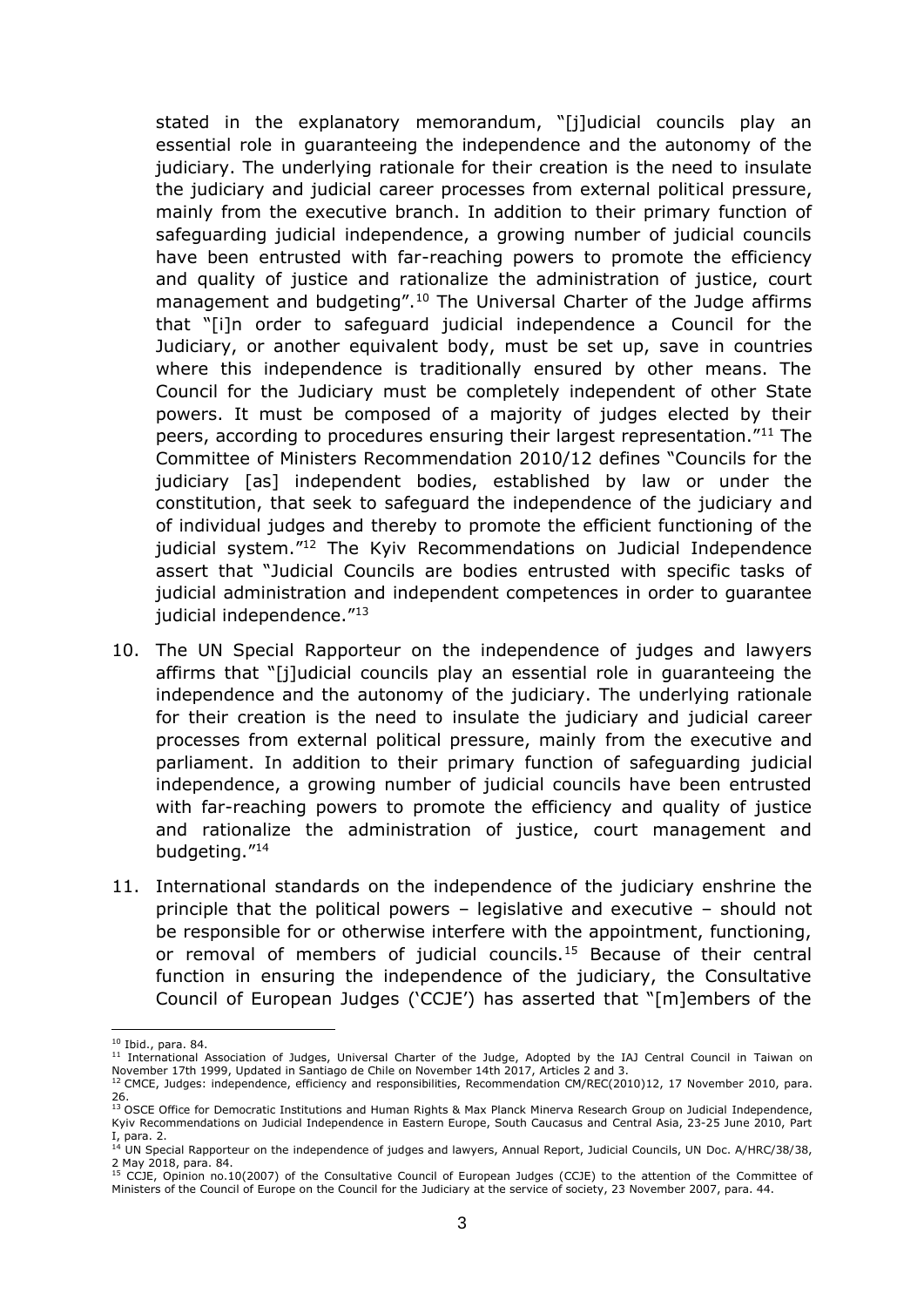stated in the explanatory memorandum, "[j]udicial councils play an essential role in guaranteeing the independence and the autonomy of the judiciary. The underlying rationale for their creation is the need to insulate the judiciary and judicial career processes from external political pressure, mainly from the executive branch. In addition to their primary function of safeguarding judicial independence, a growing number of judicial councils have been entrusted with far-reaching powers to promote the efficiency and quality of justice and rationalize the administration of justice, court management and budgeting".[10] The Universal Charter of the Judge affirms that "[i]n order to safeguard judicial independence a Council for the Judiciary, or another equivalent body, must be set up, save in countries where this independence is traditionally ensured by other means. The Council for the Judiciary must be completely independent of other State powers. It must be composed of a majority of judges elected by their peers, according to procedures ensuring their largest representation."[11] The Committee of Ministers Recommendation 2010/12 defines "Councils for the judiciary [as] independent bodies, established by law or under the constitution, that seek to safeguard the independence of the judiciary and of individual judges and thereby to promote the efficient functioning of the judicial system."[12] The Kyiv Recommendations on Judicial Independence assert that "Judicial Councils are bodies entrusted with specific tasks of judicial administration and independent competences in order to guarantee judicial independence."[13]

10. The UN Special Rapporteur on the independence of judges and lawyers affirms that "[j]udicial councils play an essential role in guaranteeing the independence and the autonomy of the judiciary. The underlying rationale for their creation is the need to insulate the judiciary and judicial career processes from external political pressure, mainly from the executive and parliament. In addition to their primary function of safeguarding judicial independence, a growing number of judicial councils have been entrusted with far-reaching powers to promote the efficiency and quality of justice and rationalize the administration of justice, court management and budgeting."[14]

11. International standards on the independence of the judiciary enshrine the principle that the political powers – legislative and executive – should not be responsible for or otherwise interfere with the appointment, functioning, or removal of members of judicial councils.[15] Because of their central function in ensuring the independence of the judiciary, the Consultative Council of European Judges ('CCJE') has asserted that "[m]embers of the

---

[10] Ibid., para. 84.

[11] International Association of Judges, Universal Charter of the Judge, Adopted by the IAJ Central Council in Taiwan on November 17th 1999, Updated in Santiago de Chile on November 14th 2017, Articles 2 and 3.

[12] CMCE, Judges: independence, efficiency and responsibilities, Recommendation CM/REC(2010)12, 17 November 2010, para. 26.

[13] OSCE Office for Democratic Institutions and Human Rights & Max Planck Minerva Research Group on Judicial Independence, Kyiv Recommendations on Judicial Independence in Eastern Europe, South Caucasus and Central Asia, 23-25 June 2010, Part I, para. 2.

[14] UN Special Rapporteur on the independence of judges and lawyers, Annual Report, Judicial Councils, UN Doc. A/HRC/38/38, 2 May 2018, para. 84.

[15] CCJE, Opinion no.10(2007) of the Consultative Council of European Judges (CCJE) to the attention of the Committee of Ministers of the Council of Europe on the Council for the Judiciary at the service of society, 23 November 2007, para. 44.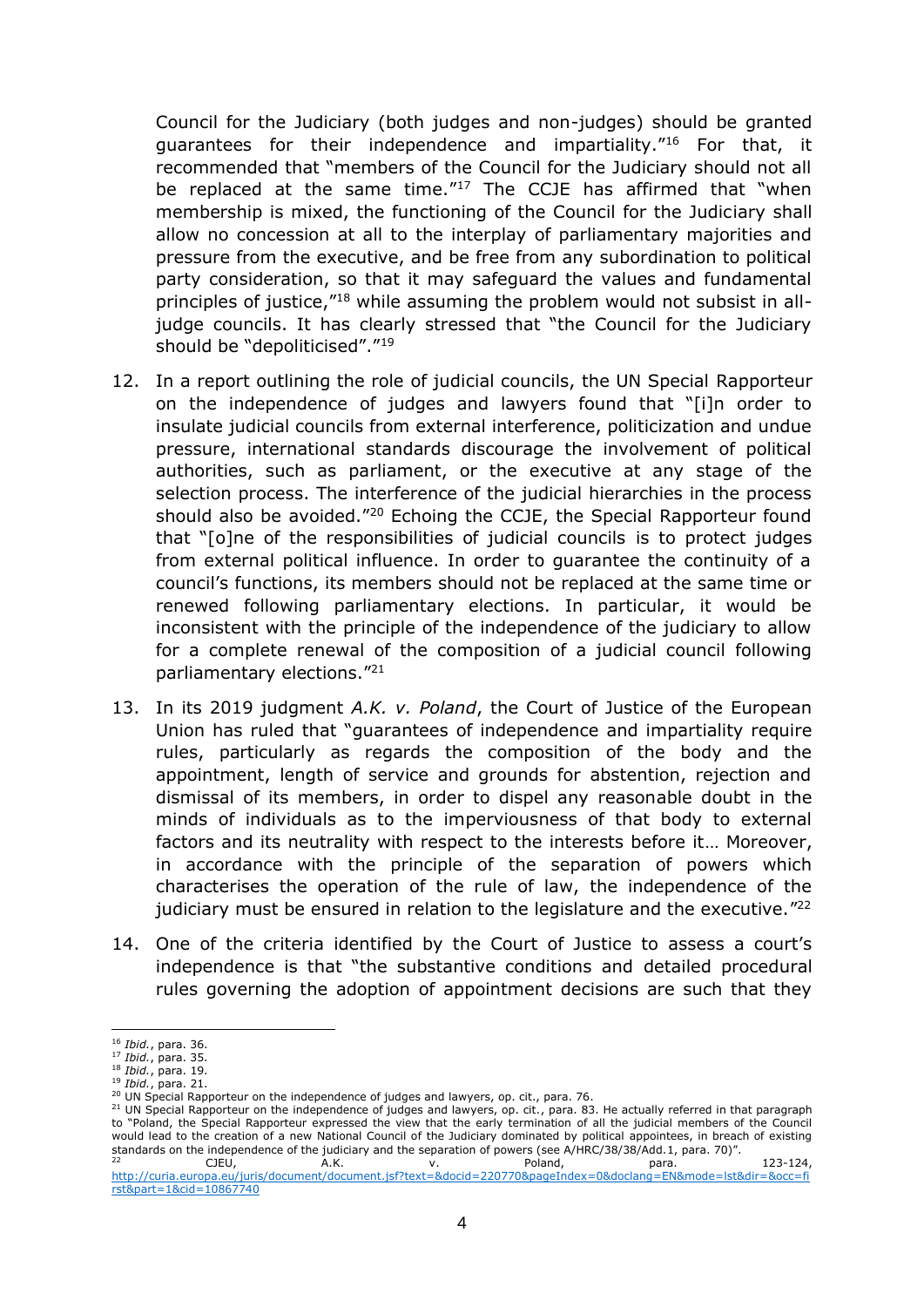Council for the Judiciary (both judges and non-judges) should be granted guarantees for their independence and impartiality."[16] For that, it recommended that "members of the Council for the Judiciary should not all be replaced at the same time."[17] The CCJE has affirmed that "when membership is mixed, the functioning of the Council for the Judiciary shall allow no concession at all to the interplay of parliamentary majorities and pressure from the executive, and be free from any subordination to political party consideration, so that it may safeguard the values and fundamental principles of justice,"[18] while assuming the problem would not subsist in all-judge councils. It has clearly stressed that "the Council for the Judiciary should be "depoliticised"."[19]

12. In a report outlining the role of judicial councils, the UN Special Rapporteur on the independence of judges and lawyers found that "[i]n order to insulate judicial councils from external interference, politicization and undue pressure, international standards discourage the involvement of political authorities, such as parliament, or the executive at any stage of the selection process. The interference of the judicial hierarchies in the process should also be avoided."[20] Echoing the CCJE, the Special Rapporteur found that "[o]ne of the responsibilities of judicial councils is to protect judges from external political influence. In order to guarantee the continuity of a council's functions, its members should not be replaced at the same time or renewed following parliamentary elections. In particular, it would be inconsistent with the principle of the independence of the judiciary to allow for a complete renewal of the composition of a judicial council following parliamentary elections."[21]

13. In its 2019 judgment *A.K. v. Poland*, the Court of Justice of the European Union has ruled that "guarantees of independence and impartiality require rules, particularly as regards the composition of the body and the appointment, length of service and grounds for abstention, rejection and dismissal of its members, in order to dispel any reasonable doubt in the minds of individuals as to the imperviousness of that body to external factors and its neutrality with respect to the interests before it… Moreover, in accordance with the principle of the separation of powers which characterises the operation of the rule of law, the independence of the judiciary must be ensured in relation to the legislature and the executive."[22]

14. One of the criteria identified by the Court of Justice to assess a court's independence is that "the substantive conditions and detailed procedural rules governing the adoption of appointment decisions are such that they

---

[16] *Ibid.*, para. 36.

[17] *Ibid.*, para. 35.

[18] *Ibid.*, para. 19.

[19] *Ibid.*, para. 21.

[20] UN Special Rapporteur on the independence of judges and lawyers, op. cit., para. 76.

[21] UN Special Rapporteur on the independence of judges and lawyers, op. cit., para. 83. He actually referred in that paragraph to "Poland, the Special Rapporteur expressed the view that the early termination of all the judicial members of the Council would lead to the creation of a new National Council of the Judiciary dominated by political appointees, in breach of existing standards on the independence of the judiciary and the separation of powers (see A/HRC/38/38/Add.1, para. 70)".

[22] CJEU, A.K. v. Poland, para. 123-124, http://curia.europa.eu/juris/document/document.jsf?text=&docid=220770&pageIndex=0&doclang=EN&mode=lst&dir=&occ=first&part=1&cid=10867740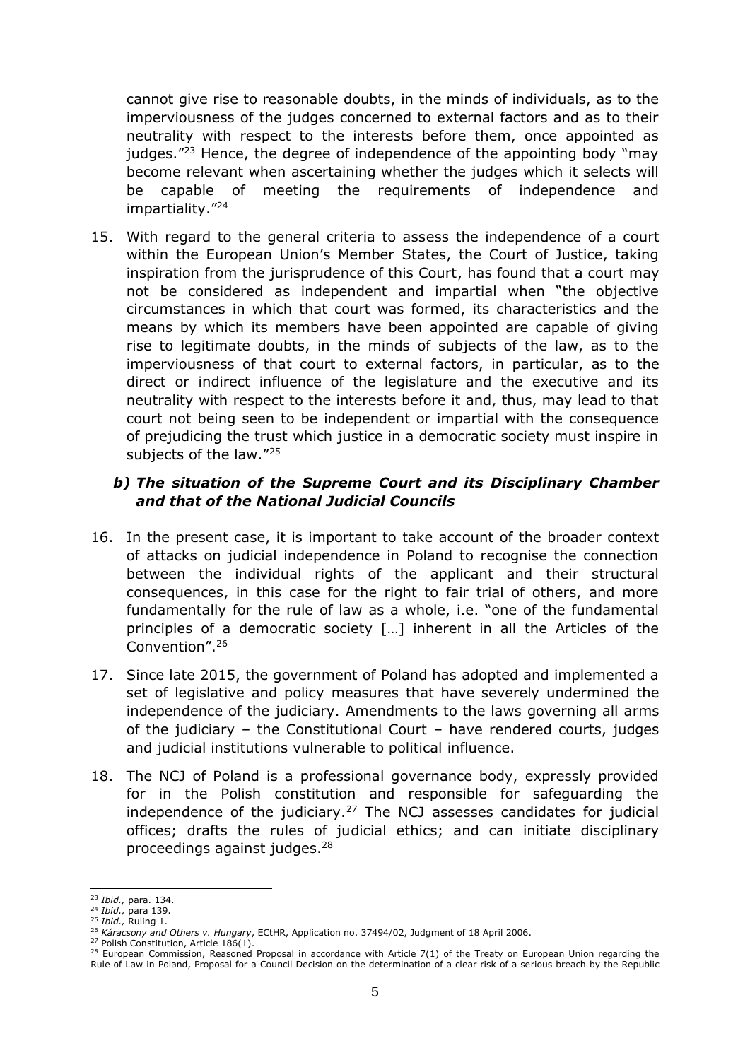cannot give rise to reasonable doubts, in the minds of individuals, as to the imperviousness of the judges concerned to external factors and as to their neutrality with respect to the interests before them, once appointed as judges."[23] Hence, the degree of independence of the appointing body "may become relevant when ascertaining whether the judges which it selects will be capable of meeting the requirements of independence and impartiality."[24]

15. With regard to the general criteria to assess the independence of a court within the European Union's Member States, the Court of Justice, taking inspiration from the jurisprudence of this Court, has found that a court may not be considered as independent and impartial when "the objective circumstances in which that court was formed, its characteristics and the means by which its members have been appointed are capable of giving rise to legitimate doubts, in the minds of subjects of the law, as to the imperviousness of that court to external factors, in particular, as to the direct or indirect influence of the legislature and the executive and its neutrality with respect to the interests before it and, thus, may lead to that court not being seen to be independent or impartial with the consequence of prejudicing the trust which justice in a democratic society must inspire in subjects of the law."[25]

### *b) The situation of the Supreme Court and its Disciplinary Chamber and that of the National Judicial Councils*

16. In the present case, it is important to take account of the broader context of attacks on judicial independence in Poland to recognise the connection between the individual rights of the applicant and their structural consequences, in this case for the right to fair trial of others, and more fundamentally for the rule of law as a whole, i.e. "one of the fundamental principles of a democratic society […] inherent in all the Articles of the Convention".[26]

17. Since late 2015, the government of Poland has adopted and implemented a set of legislative and policy measures that have severely undermined the independence of the judiciary. Amendments to the laws governing all arms of the judiciary – the Constitutional Court – have rendered courts, judges and judicial institutions vulnerable to political influence.

18. The NCJ of Poland is a professional governance body, expressly provided for in the Polish constitution and responsible for safeguarding the independence of the judiciary.[27] The NCJ assesses candidates for judicial offices; drafts the rules of judicial ethics; and can initiate disciplinary proceedings against judges.[28]

---

[23] *Ibid.,* para. 134.
[24] *Ibid.,* para 139.
[25] *Ibid.,* Ruling 1.
[26] *Káracsony and Others v. Hungary*, ECtHR, Application no. 37494/02, Judgment of 18 April 2006.
[27] Polish Constitution, Article 186(1).
[28] European Commission, Reasoned Proposal in accordance with Article 7(1) of the Treaty on European Union regarding the Rule of Law in Poland, Proposal for a Council Decision on the determination of a clear risk of a serious breach by the Republic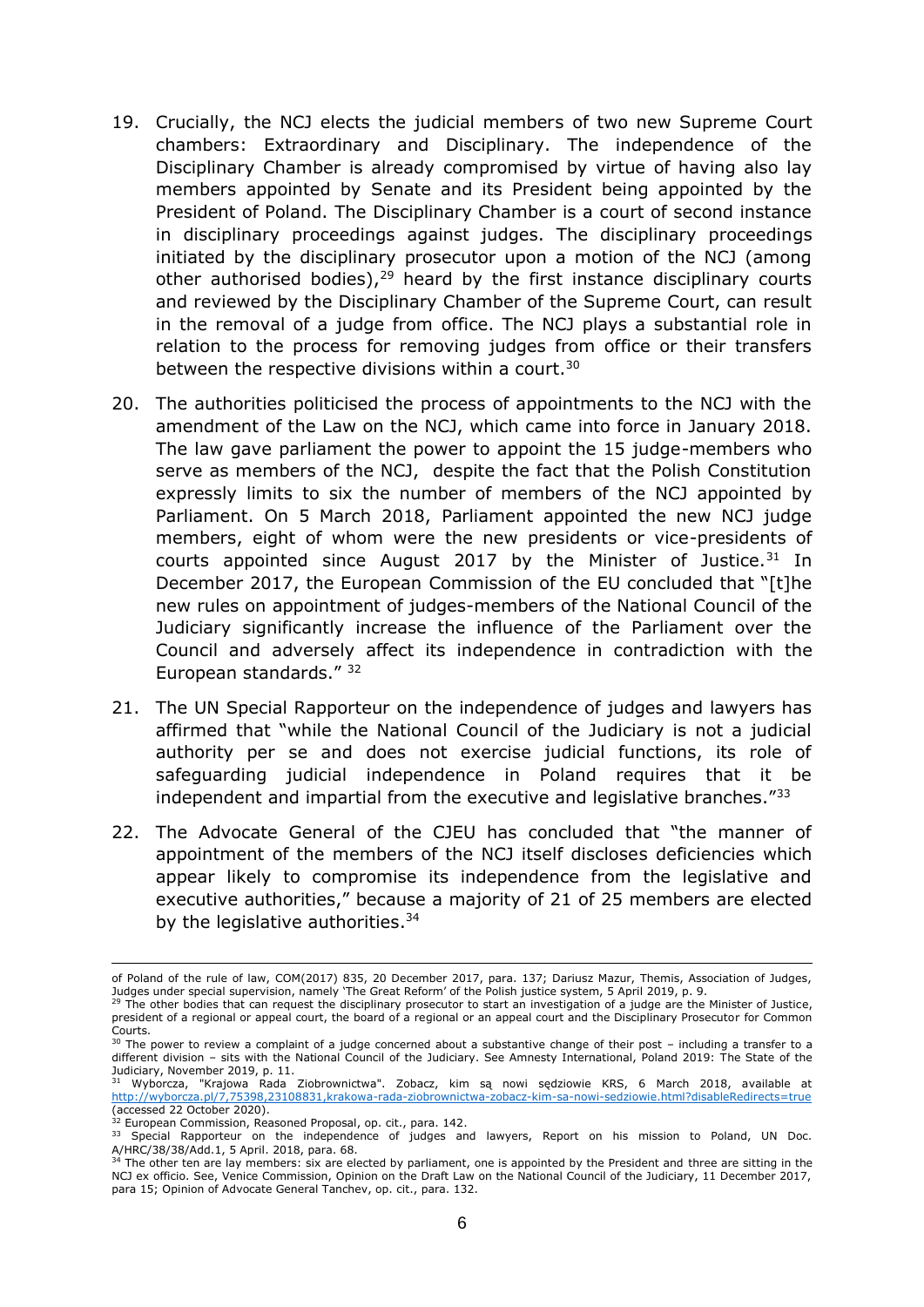19. Crucially, the NCJ elects the judicial members of two new Supreme Court chambers: Extraordinary and Disciplinary. The independence of the Disciplinary Chamber is already compromised by virtue of having also lay members appointed by Senate and its President being appointed by the President of Poland. The Disciplinary Chamber is a court of second instance in disciplinary proceedings against judges. The disciplinary proceedings initiated by the disciplinary prosecutor upon a motion of the NCJ (among other authorised bodies),[29] heard by the first instance disciplinary courts and reviewed by the Disciplinary Chamber of the Supreme Court, can result in the removal of a judge from office. The NCJ plays a substantial role in relation to the process for removing judges from office or their transfers between the respective divisions within a court.[30]

20. The authorities politicised the process of appointments to the NCJ with the amendment of the Law on the NCJ, which came into force in January 2018. The law gave parliament the power to appoint the 15 judge-members who serve as members of the NCJ, despite the fact that the Polish Constitution expressly limits to six the number of members of the NCJ appointed by Parliament. On 5 March 2018, Parliament appointed the new NCJ judge members, eight of whom were the new presidents or vice-presidents of courts appointed since August 2017 by the Minister of Justice.[31] In December 2017, the European Commission of the EU concluded that "[t]he new rules on appointment of judges-members of the National Council of the Judiciary significantly increase the influence of the Parliament over the Council and adversely affect its independence in contradiction with the European standards." [32]

21. The UN Special Rapporteur on the independence of judges and lawyers has affirmed that "while the National Council of the Judiciary is not a judicial authority per se and does not exercise judicial functions, its role of safeguarding judicial independence in Poland requires that it be independent and impartial from the executive and legislative branches."[33]

22. The Advocate General of the CJEU has concluded that "the manner of appointment of the members of the NCJ itself discloses deficiencies which appear likely to compromise its independence from the legislative and executive authorities," because a majority of 21 of 25 members are elected by the legislative authorities.[34]

---

of Poland of the rule of law, COM(2017) 835, 20 December 2017, para. 137; Dariusz Mazur, Themis, Association of Judges, Judges under special supervision, namely 'The Great Reform' of the Polish justice system, 5 April 2019, p. 9.

[29] The other bodies that can request the disciplinary prosecutor to start an investigation of a judge are the Minister of Justice, president of a regional or appeal court, the board of a regional or an appeal court and the Disciplinary Prosecutor for Common Courts.

[30] The power to review a complaint of a judge concerned about a substantive change of their post – including a transfer to a different division – sits with the National Council of the Judiciary. See Amnesty International, Poland 2019: The State of the Judiciary, November 2019, p. 11.

[31] Wyborcza, "Krajowa Rada Ziobrownictwa". Zobacz, kim są nowi sędziowie KRS, 6 March 2018, available at http://wyborcza.pl/7,75398,23108831,krakowa-rada-ziobrownictwa-zobacz-kim-sa-nowi-sedziowie.html?disableRedirects=true (accessed 22 October 2020).

[32] European Commission, Reasoned Proposal, op. cit., para. 142.

[33] Special Rapporteur on the independence of judges and lawyers, Report on his mission to Poland, UN Doc. A/HRC/38/38/Add.1, 5 April. 2018, para. 68.

[34] The other ten are lay members: six are elected by parliament, one is appointed by the President and three are sitting in the NCJ ex officio. See, Venice Commission, Opinion on the Draft Law on the National Council of the Judiciary, 11 December 2017, para 15; Opinion of Advocate General Tanchev, op. cit., para. 132.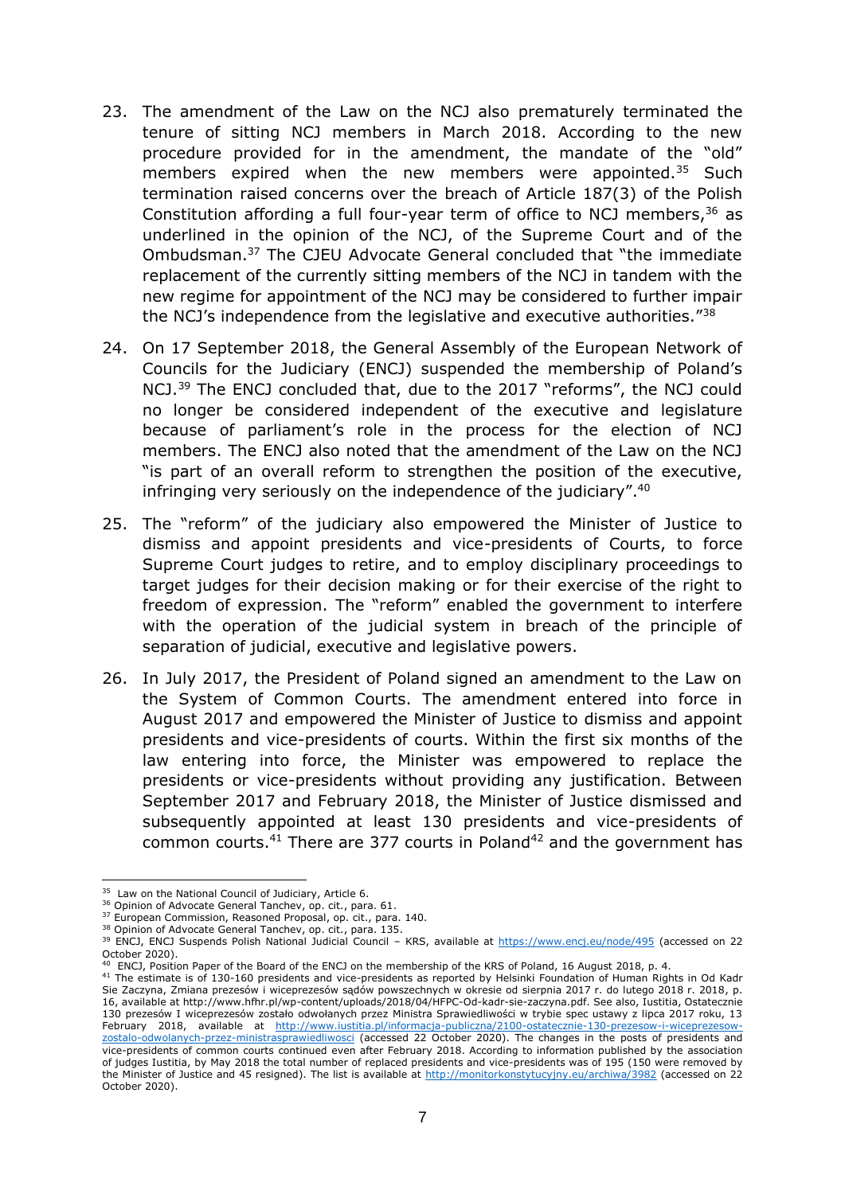23. The amendment of the Law on the NCJ also prematurely terminated the tenure of sitting NCJ members in March 2018. According to the new procedure provided for in the amendment, the mandate of the "old" members expired when the new members were appointed.[35] Such termination raised concerns over the breach of Article 187(3) of the Polish Constitution affording a full four-year term of office to NCJ members,[36] as underlined in the opinion of the NCJ, of the Supreme Court and of the Ombudsman.[37] The CJEU Advocate General concluded that "the immediate replacement of the currently sitting members of the NCJ in tandem with the new regime for appointment of the NCJ may be considered to further impair the NCJ's independence from the legislative and executive authorities."[38]

24. On 17 September 2018, the General Assembly of the European Network of Councils for the Judiciary (ENCJ) suspended the membership of Poland's NCJ.[39] The ENCJ concluded that, due to the 2017 "reforms", the NCJ could no longer be considered independent of the executive and legislature because of parliament's role in the process for the election of NCJ members. The ENCJ also noted that the amendment of the Law on the NCJ "is part of an overall reform to strengthen the position of the executive, infringing very seriously on the independence of the judiciary".[40]

25. The "reform" of the judiciary also empowered the Minister of Justice to dismiss and appoint presidents and vice-presidents of Courts, to force Supreme Court judges to retire, and to employ disciplinary proceedings to target judges for their decision making or for their exercise of the right to freedom of expression. The "reform" enabled the government to interfere with the operation of the judicial system in breach of the principle of separation of judicial, executive and legislative powers.

26. In July 2017, the President of Poland signed an amendment to the Law on the System of Common Courts. The amendment entered into force in August 2017 and empowered the Minister of Justice to dismiss and appoint presidents and vice-presidents of courts. Within the first six months of the law entering into force, the Minister was empowered to replace the presidents or vice-presidents without providing any justification. Between September 2017 and February 2018, the Minister of Justice dismissed and subsequently appointed at least 130 presidents and vice-presidents of common courts.[41] There are 377 courts in Poland[42] and the government has

---

[35] Law on the National Council of Judiciary, Article 6.

[36] Opinion of Advocate General Tanchev, op. cit., para. 61.

[37] European Commission, Reasoned Proposal, op. cit., para. 140.

[38] Opinion of Advocate General Tanchev, op. cit., para. 135.

[39] ENCJ, ENCJ Suspends Polish National Judicial Council – KRS, available at https://www.encj.eu/node/495 (accessed on 22 October 2020).

[40] ENCJ, Position Paper of the Board of the ENCJ on the membership of the KRS of Poland, 16 August 2018, p. 4.

[41] The estimate is of 130-160 presidents and vice-presidents as reported by Helsinki Foundation of Human Rights in Od Kadr Sie Zaczyna, Zmiana prezesów i wiceprezesów sądów powszechnych w okresie od sierpnia 2017 r. do lutego 2018 r. 2018, p. 16, available at http://www.hfhr.pl/wp-content/uploads/2018/04/HFPC-Od-kadr-sie-zaczyna.pdf. See also, Iustitia, Ostatecznie 130 prezesów I wiceprezesów zostało odwołanych przez Ministra Sprawiedliwości w trybie spec ustawy z lipca 2017 roku, 13 February 2018, available at http://www.iustitia.pl/informacja-publiczna/2100-ostatecznie-130-prezesow-i-wiceprezesow-zostalo-odwolanych-przez-ministrasprawiedliwosci (accessed 22 October 2020). The changes in the posts of presidents and vice-presidents of common courts continued even after February 2018. According to information published by the association of judges Iustitia, by May 2018 the total number of replaced presidents and vice-presidents was of 195 (150 were removed by the Minister of Justice and 45 resigned). The list is available at http://monitorkonstytucyjny.eu/archiwa/3982 (accessed on 22 October 2020).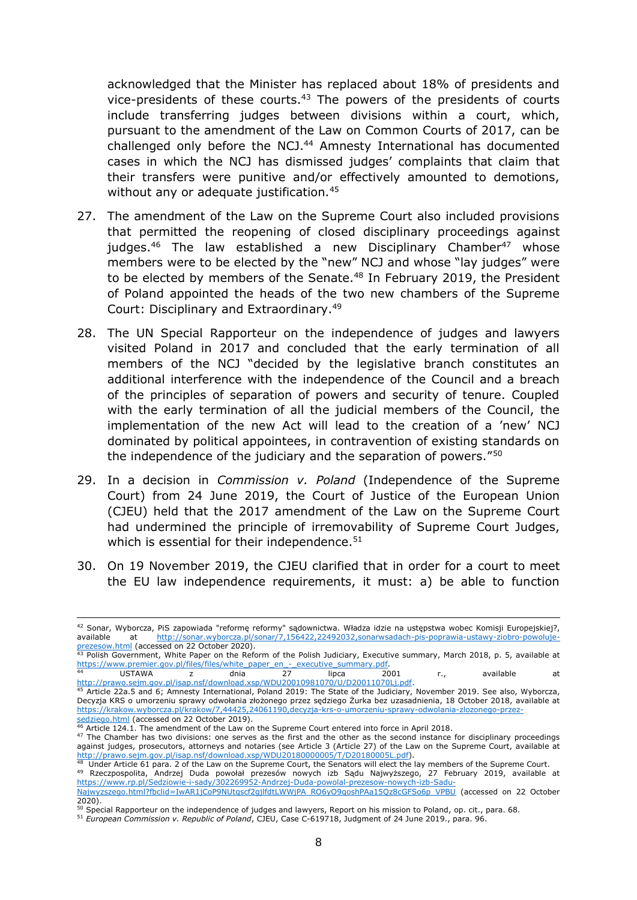acknowledged that the Minister has replaced about 18% of presidents and vice-presidents of these courts.[43] The powers of the presidents of courts include transferring judges between divisions within a court, which, pursuant to the amendment of the Law on Common Courts of 2017, can be challenged only before the NCJ.[44] Amnesty International has documented cases in which the NCJ has dismissed judges' complaints that claim that their transfers were punitive and/or effectively amounted to demotions, without any or adequate justification.[45]

27. The amendment of the Law on the Supreme Court also included provisions that permitted the reopening of closed disciplinary proceedings against judges.[46] The law established a new Disciplinary Chamber[47] whose members were to be elected by the "new" NCJ and whose "lay judges" were to be elected by members of the Senate.[48] In February 2019, the President of Poland appointed the heads of the two new chambers of the Supreme Court: Disciplinary and Extraordinary.[49]

28. The UN Special Rapporteur on the independence of judges and lawyers visited Poland in 2017 and concluded that the early termination of all members of the NCJ "decided by the legislative branch constitutes an additional interference with the independence of the Council and a breach of the principles of separation of powers and security of tenure. Coupled with the early termination of all the judicial members of the Council, the implementation of the new Act will lead to the creation of a 'new' NCJ dominated by political appointees, in contravention of existing standards on the independence of the judiciary and the separation of powers."[50]

29. In a decision in *Commission v. Poland* (Independence of the Supreme Court) from 24 June 2019, the Court of Justice of the European Union (CJEU) held that the 2017 amendment of the Law on the Supreme Court had undermined the principle of irremovability of Supreme Court Judges, which is essential for their independence.[51]

30. On 19 November 2019, the CJEU clarified that in order for a court to meet the EU law independence requirements, it must: a) be able to function

---

[42] Sonar, Wyborcza, PiS zapowiada "reformę reformy" sądownictwa. Władza idzie na ustępstwa wobec Komisji Europejskiej?, available at http://sonar.wyborcza.pl/sonar/7,156422,22492032,sonarwsadach-pis-poprawia-ustawy-ziobro-powoluje-prezesow.html (accessed on 22 October 2020).

[43] Polish Government, White Paper on the Reform of the Polish Judiciary, Executive summary, March 2018, p. 5, available at https://www.premier.gov.pl/files/files/white_paper_en_-_executive_summary.pdf.

[44] USTAWA z dnia 27 lipca 2001 r., available at http://prawo.sejm.gov.pl/isap.nsf/download.xsp/WDU20010981070/U/D20011070Lj.pdf.

[45] Article 22a.5 and 6; Amnesty International, Poland 2019: The State of the Judiciary, November 2019. See also, Wyborcza, Decyzja KRS o umorzeniu sprawy odwołania złożonego przez sędziego Żurka bez uzasadnienia, 18 October 2018, available at https://krakow.wyborcza.pl/krakow/7,44425,24061190,decyzja-krs-o-umorzeniu-sprawy-odwolania-zlozonego-przez-sedziego.html (accessed on 22 October 2019).

[46] Article 124.1. The amendment of the Law on the Supreme Court entered into force in April 2018.

[47] The Chamber has two divisions: one serves as the first and the other as the second instance for disciplinary proceedings against judges, prosecutors, attorneys and notaries (see Article 3 (Article 27) of the Law on the Supreme Court, available at http://prawo.sejm.gov.pl/isap.nsf/download.xsp/WDU20180000005/T/D20180005L.pdf).

[48] Under Article 61 para. 2 of the Law on the Supreme Court, the Senators will elect the lay members of the Supreme Court.

[49] Rzeczpospolita, Andrzej Duda powołał prezesów nowych izb Sądu Najwyższego, 27 February 2019, available at https://www.rp.pl/Sedziowie-i-sady/302269952-Andrzej-Duda-powolal-prezesow-nowych-izb-Sadu-Najwyzszego.html?fbclid=IwAR1jCoP9NUtqscf2gjlfdtLWWjPA_RO6yO9qoshPAa15Qz8cGFSo6p_VPBU (accessed on 22 October 2020).

[50] Special Rapporteur on the independence of judges and lawyers, Report on his mission to Poland, op. cit., para. 68.

[51] *European Commission v. Republic of Poland*, CJEU, Case C-619718, Judgment of 24 June 2019., para. 96.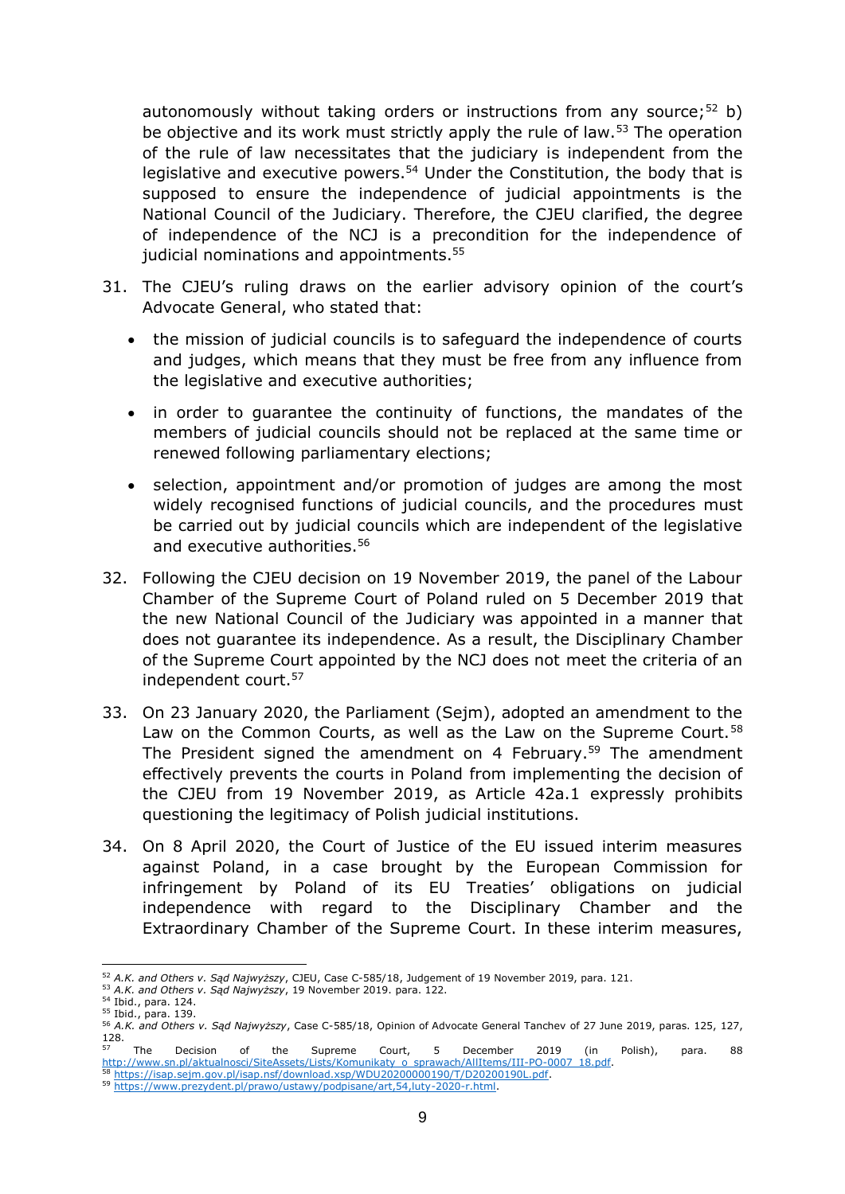autonomously without taking orders or instructions from any source;[52] b) be objective and its work must strictly apply the rule of law.[53] The operation of the rule of law necessitates that the judiciary is independent from the legislative and executive powers.[54] Under the Constitution, the body that is supposed to ensure the independence of judicial appointments is the National Council of the Judiciary. Therefore, the CJEU clarified, the degree of independence of the NCJ is a precondition for the independence of judicial nominations and appointments.[55]

31. The CJEU's ruling draws on the earlier advisory opinion of the court's Advocate General, who stated that:

   - the mission of judicial councils is to safeguard the independence of courts and judges, which means that they must be free from any influence from the legislative and executive authorities;
   - in order to guarantee the continuity of functions, the mandates of the members of judicial councils should not be replaced at the same time or renewed following parliamentary elections;
   - selection, appointment and/or promotion of judges are among the most widely recognised functions of judicial councils, and the procedures must be carried out by judicial councils which are independent of the legislative and executive authorities.[56]

32. Following the CJEU decision on 19 November 2019, the panel of the Labour Chamber of the Supreme Court of Poland ruled on 5 December 2019 that the new National Council of the Judiciary was appointed in a manner that does not guarantee its independence. As a result, the Disciplinary Chamber of the Supreme Court appointed by the NCJ does not meet the criteria of an independent court.[57]

33. On 23 January 2020, the Parliament (Sejm), adopted an amendment to the Law on the Common Courts, as well as the Law on the Supreme Court.[58] The President signed the amendment on 4 February.[59] The amendment effectively prevents the courts in Poland from implementing the decision of the CJEU from 19 November 2019, as Article 42a.1 expressly prohibits questioning the legitimacy of Polish judicial institutions.

34. On 8 April 2020, the Court of Justice of the EU issued interim measures against Poland, in a case brought by the European Commission for infringement by Poland of its EU Treaties' obligations on judicial independence with regard to the Disciplinary Chamber and the Extraordinary Chamber of the Supreme Court. In these interim measures,

---

[52] *A.K. and Others v. Sąd Najwyższy*, CJEU, Case C-585/18, Judgement of 19 November 2019, para. 121.
[53] *A.K. and Others v. Sąd Najwyższy*, 19 November 2019. para. 122.
[54] Ibid., para. 124.
[55] Ibid., para. 139.
[56] *A.K. and Others v. Sąd Najwyższy*, Case C-585/18, Opinion of Advocate General Tanchev of 27 June 2019, paras. 125, 127, 128.
[57] The Decision of the Supreme Court, 5 December 2019 (in Polish), para. 88 http://www.sn.pl/aktualnosci/SiteAssets/Lists/Komunikaty_o_sprawach/AllItems/III-PO-0007_18.pdf.
[58] https://isap.sejm.gov.pl/isap.nsf/download.xsp/WDU20200000190/T/D20200190L.pdf.
[59] https://www.prezydent.pl/prawo/ustawy/podpisane/art,54,luty-2020-r.html.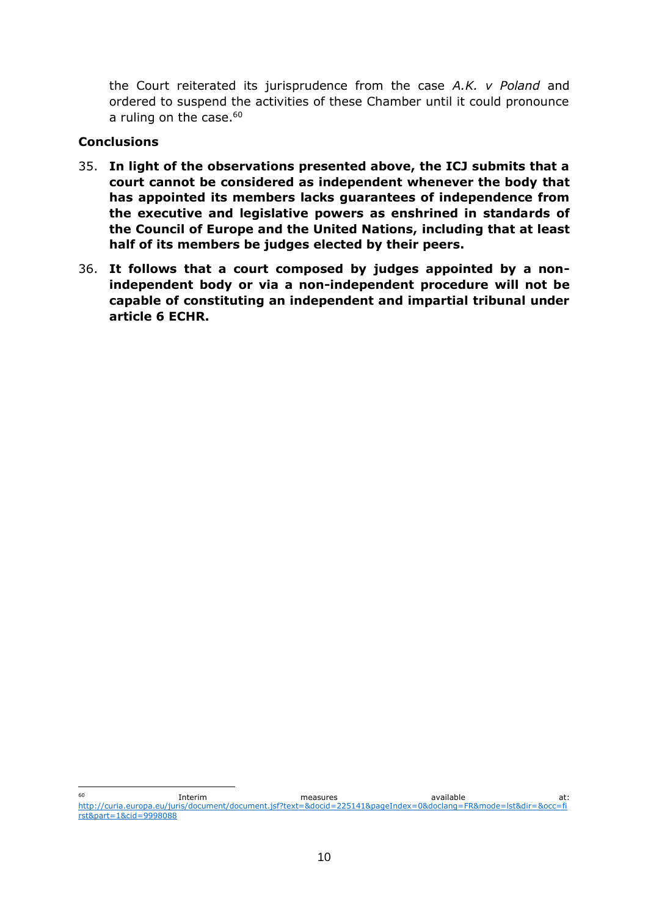the Court reiterated its jurisprudence from the case *A.K. v Poland* and ordered to suspend the activities of these Chamber until it could pronounce a ruling on the case.[60]

**Conclusions**

35. **In light of the observations presented above, the ICJ submits that a court cannot be considered as independent whenever the body that has appointed its members lacks guarantees of independence from the executive and legislative powers as enshrined in standards of the Council of Europe and the United Nations, including that at least half of its members be judges elected by their peers.**

36. **It follows that a court composed by judges appointed by a non-independent body or via a non-independent procedure will not be capable of constituting an independent and impartial tribunal under article 6 ECHR.**

---

[60] Interim measures available at: http://curia.europa.eu/juris/document/document.jsf?text=&docid=225141&pageIndex=0&doclang=FR&mode=lst&dir=&occ=first&part=1&cid=9998088